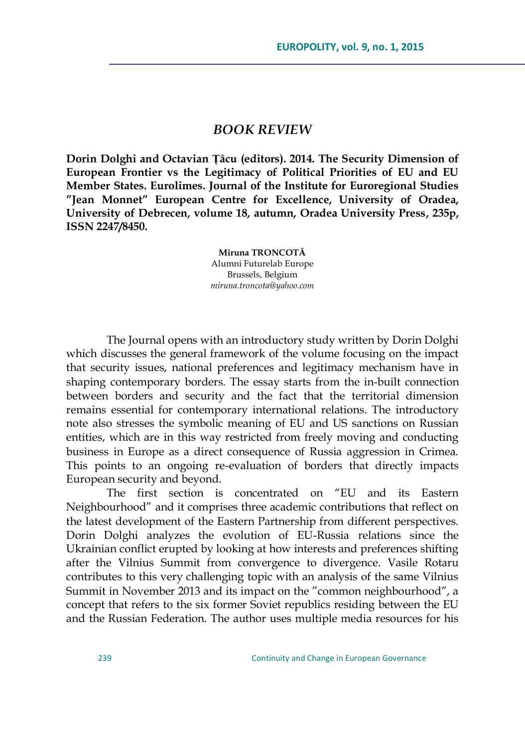## *BOOK REVIEW*

**Dorin Dolghi and Octavian Țâcu (editors). 2014. The Security Dimension of European Frontier vs the Legitimacy of Political Priorities of EU and EU Member States. Eurolimes. Journal of the Institute for Euroregional Studies "Jean Monnet" European Centre for Excellence, University of Oradea, University of Debrecen, volume 18, autumn, Oradea University Press, 235p, ISSN 2247/8450.**

**Miruna TRONCOTĂ**
Alumni Futurelab Europe
Brussels, Belgium
*miruna.troncota@yahoo.com*

The Journal opens with an introductory study written by Dorin Dolghi which discusses the general framework of the volume focusing on the impact that security issues, national preferences and legitimacy mechanism have in shaping contemporary borders. The essay starts from the in-built connection between borders and security and the fact that the territorial dimension remains essential for contemporary international relations. The introductory note also stresses the symbolic meaning of EU and US sanctions on Russian entities, which are in this way restricted from freely moving and conducting business in Europe as a direct consequence of Russia aggression in Crimea. This points to an ongoing re-evaluation of borders that directly impacts European security and beyond.

The first section is concentrated on "EU and its Eastern Neighbourhood" and it comprises three academic contributions that reflect on the latest development of the Eastern Partnership from different perspectives. Dorin Dolghi analyzes the evolution of EU-Russia relations since the Ukrainian conflict erupted by looking at how interests and preferences shifting after the Vilnius Summit from convergence to divergence. Vasile Rotaru contributes to this very challenging topic with an analysis of the same Vilnius Summit in November 2013 and its impact on the "common neighbourhood", a concept that refers to the six former Soviet republics residing between the EU and the Russian Federation. The author uses multiple media resources for his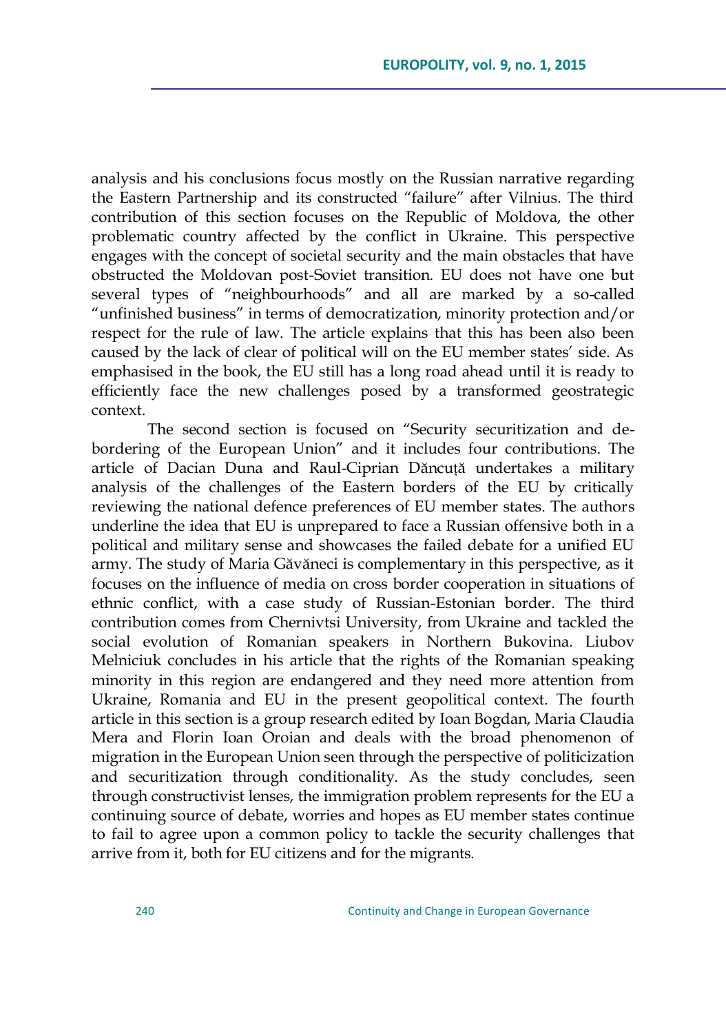analysis and his conclusions focus mostly on the Russian narrative regarding the Eastern Partnership and its constructed "failure" after Vilnius. The third contribution of this section focuses on the Republic of Moldova, the other problematic country affected by the conflict in Ukraine. This perspective engages with the concept of societal security and the main obstacles that have obstructed the Moldovan post-Soviet transition. EU does not have one but several types of "neighbourhoods" and all are marked by a so-called "unfinished business" in terms of democratization, minority protection and/or respect for the rule of law. The article explains that this has been also been caused by the lack of clear of political will on the EU member states' side. As emphasised in the book, the EU still has a long road ahead until it is ready to efficiently face the new challenges posed by a transformed geostrategic context.

The second section is focused on "Security securitization and de-bordering of the European Union" and it includes four contributions. The article of Dacian Duna and Raul-Ciprian Dăncuță undertakes a military analysis of the challenges of the Eastern borders of the EU by critically reviewing the national defence preferences of EU member states. The authors underline the idea that EU is unprepared to face a Russian offensive both in a political and military sense and showcases the failed debate for a unified EU army. The study of Maria Găvăneci is complementary in this perspective, as it focuses on the influence of media on cross border cooperation in situations of ethnic conflict, with a case study of Russian-Estonian border. The third contribution comes from Chernivtsi University, from Ukraine and tackled the social evolution of Romanian speakers in Northern Bukovina. Liubov Melniciuk concludes in his article that the rights of the Romanian speaking minority in this region are endangered and they need more attention from Ukraine, Romania and EU in the present geopolitical context. The fourth article in this section is a group research edited by Ioan Bogdan, Maria Claudia Mera and Florin Ioan Oroian and deals with the broad phenomenon of migration in the European Union seen through the perspective of politicization and securitization through conditionality. As the study concludes, seen through constructivist lenses, the immigration problem represents for the EU a continuing source of debate, worries and hopes as EU member states continue to fail to agree upon a common policy to tackle the security challenges that arrive from it, both for EU citizens and for the migrants.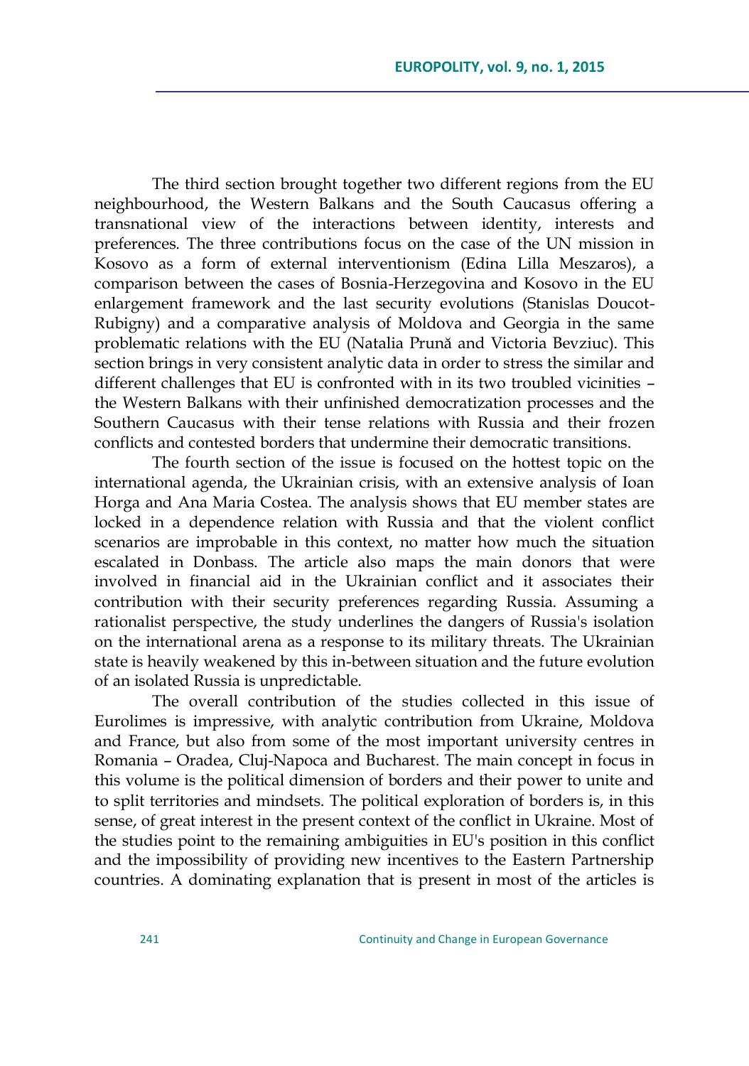The third section brought together two different regions from the EU neighbourhood, the Western Balkans and the South Caucasus offering a transnational view of the interactions between identity, interests and preferences. The three contributions focus on the case of the UN mission in Kosovo as a form of external interventionism (Edina Lilla Meszaros), a comparison between the cases of Bosnia-Herzegovina and Kosovo in the EU enlargement framework and the last security evolutions (Stanislas Doucot-Rubigny) and a comparative analysis of Moldova and Georgia in the same problematic relations with the EU (Natalia Prună and Victoria Bevziuc). This section brings in very consistent analytic data in order to stress the similar and different challenges that EU is confronted with in its two troubled vicinities – the Western Balkans with their unfinished democratization processes and the Southern Caucasus with their tense relations with Russia and their frozen conflicts and contested borders that undermine their democratic transitions.

The fourth section of the issue is focused on the hottest topic on the international agenda, the Ukrainian crisis, with an extensive analysis of Ioan Horga and Ana Maria Costea. The analysis shows that EU member states are locked in a dependence relation with Russia and that the violent conflict scenarios are improbable in this context, no matter how much the situation escalated in Donbass. The article also maps the main donors that were involved in financial aid in the Ukrainian conflict and it associates their contribution with their security preferences regarding Russia. Assuming a rationalist perspective, the study underlines the dangers of Russia's isolation on the international arena as a response to its military threats. The Ukrainian state is heavily weakened by this in-between situation and the future evolution of an isolated Russia is unpredictable.

The overall contribution of the studies collected in this issue of Eurolimes is impressive, with analytic contribution from Ukraine, Moldova and France, but also from some of the most important university centres in Romania – Oradea, Cluj-Napoca and Bucharest. The main concept in focus in this volume is the political dimension of borders and their power to unite and to split territories and mindsets. The political exploration of borders is, in this sense, of great interest in the present context of the conflict in Ukraine. Most of the studies point to the remaining ambiguities in EU's position in this conflict and the impossibility of providing new incentives to the Eastern Partnership countries. A dominating explanation that is present in most of the articles is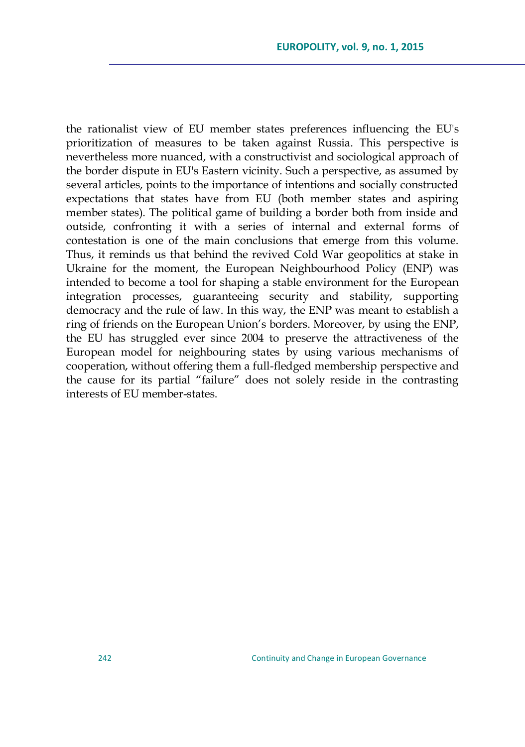the rationalist view of EU member states preferences influencing the EU's prioritization of measures to be taken against Russia. This perspective is nevertheless more nuanced, with a constructivist and sociological approach of the border dispute in EU's Eastern vicinity. Such a perspective, as assumed by several articles, points to the importance of intentions and socially constructed expectations that states have from EU (both member states and aspiring member states). The political game of building a border both from inside and outside, confronting it with a series of internal and external forms of contestation is one of the main conclusions that emerge from this volume. Thus, it reminds us that behind the revived Cold War geopolitics at stake in Ukraine for the moment, the European Neighbourhood Policy (ENP) was intended to become a tool for shaping a stable environment for the European integration processes, guaranteeing security and stability, supporting democracy and the rule of law. In this way, the ENP was meant to establish a ring of friends on the European Union's borders. Moreover, by using the ENP, the EU has struggled ever since 2004 to preserve the attractiveness of the European model for neighbouring states by using various mechanisms of cooperation, without offering them a full-fledged membership perspective and the cause for its partial "failure" does not solely reside in the contrasting interests of EU member-states.